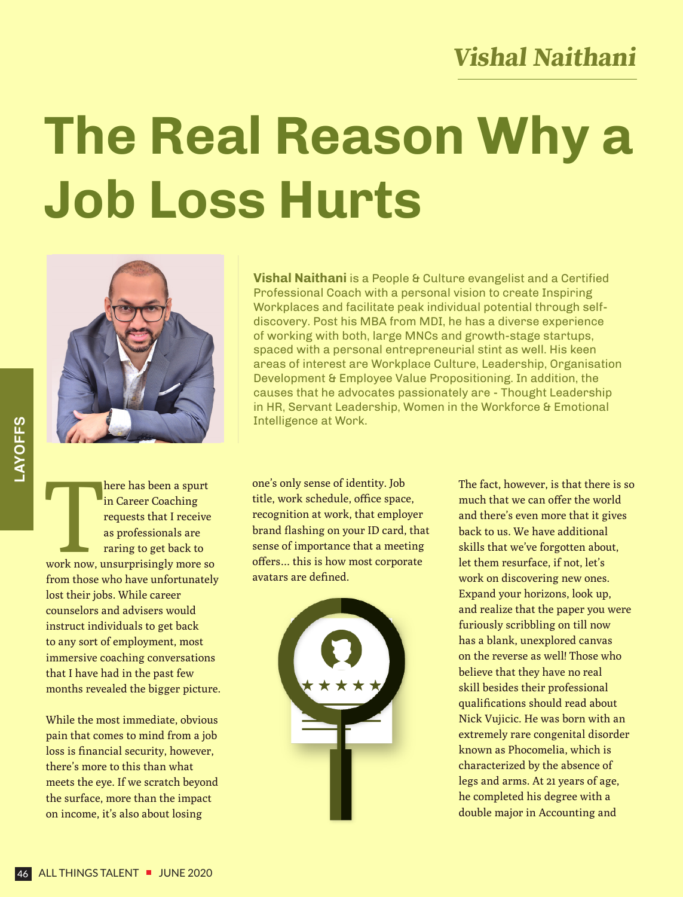*Vishal Naithani*

# The Real Reason Why a Job Loss Hurts

**Vishal Naithani** is a People & Culture evangelist and a Certified Professional Coach with a personal vision to create Inspiring Workplaces and facilitate peak individual potential through self-discovery. Post his MBA from MDI, he has a diverse experience of working with both, large MNCs and growth-stage startups, spaced with a personal entrepreneurial stint as well. His keen areas of interest are Workplace Culture, Leadership, Organisation Development & Employee Value Propositioning. In addition, the causes that he advocates passionately are - Thought Leadership in HR, Servant Leadership, Women in the Workforce & Emotional Intelligence at Work.

There has been a spurt in Career Coaching requests that I receive as professionals are raring to get back to work now, unsurprisingly more so from those who have unfortunately lost their jobs. While career counselors and advisers would instruct individuals to get back to any sort of employment, most immersive coaching conversations that I have had in the past few months revealed the bigger picture.

While the most immediate, obvious pain that comes to mind from a job loss is financial security, however, there's more to this than what meets the eye. If we scratch beyond the surface, more than the impact on income, it's also about losing one's only sense of identity. Job title, work schedule, office space, recognition at work, that employer brand flashing on your ID card, that sense of importance that a meeting offers... this is how most corporate avatars are defined.

The fact, however, is that there is so much that we can offer the world and there's even more that it gives back to us. We have additional skills that we've forgotten about, let them resurface, if not, let's work on discovering new ones. Expand your horizons, look up, and realize that the paper you were furiously scribbling on till now has a blank, unexplored canvas on the reverse as well! Those who believe that they have no real skill besides their professional qualifications should read about Nick Vujicic. He was born with an extremely rare congenital disorder known as Phocomelia, which is characterized by the absence of legs and arms. At 21 years of age, he completed his degree with a double major in Accounting and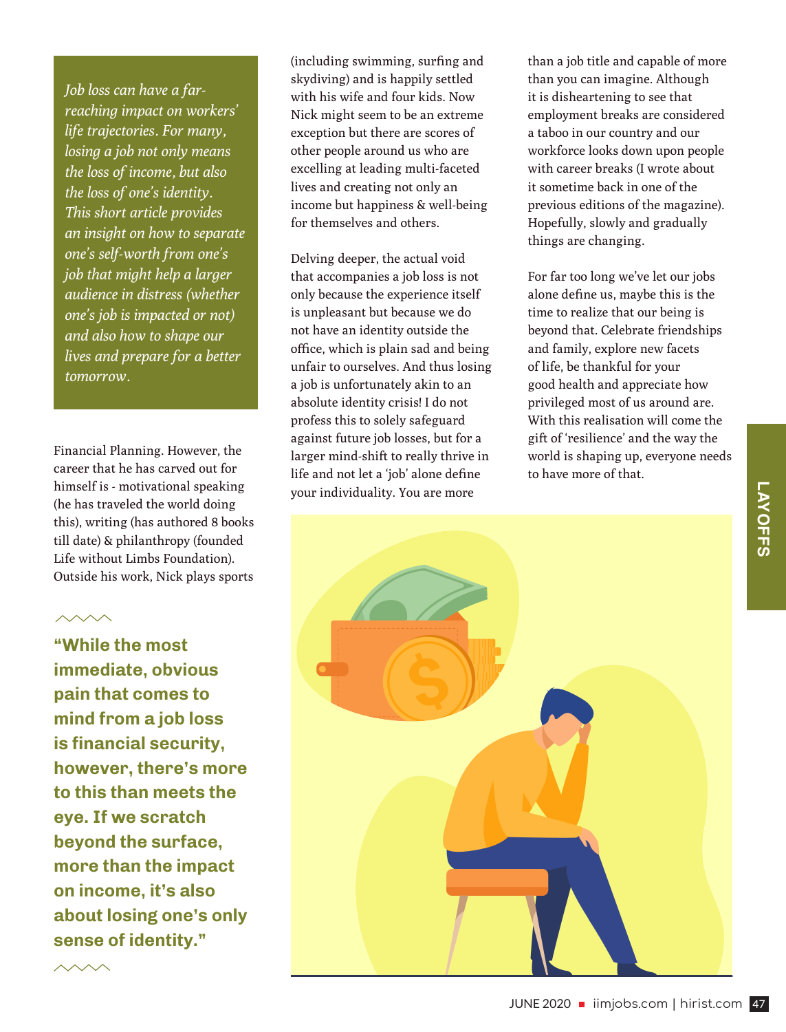*Job loss can have a far-reaching impact on workers' life trajectories. For many, losing a job not only means the loss of income, but also the loss of one's identity. This short article provides an insight on how to separate one's self-worth from one's job that might help a larger audience in distress (whether one's job is impacted or not) and also how to shape our lives and prepare for a better tomorrow.*

Financial Planning. However, the career that he has carved out for himself is - motivational speaking (he has traveled the world doing this), writing (has authored 8 books till date) & philanthropy (founded Life without Limbs Foundation). Outside his work, Nick plays sports (including swimming, surfing and skydiving) and is happily settled with his wife and four kids. Now Nick might seem to be an extreme exception but there are scores of other people around us who are excelling at leading multi-faceted lives and creating not only an income but happiness & well-being for themselves and others.

**"While the most immediate, obvious pain that comes to mind from a job loss is financial security, however, there's more to this than meets the eye. If we scratch beyond the surface, more than the impact on income, it's also about losing one's only sense of identity."**

Delving deeper, the actual void that accompanies a job loss is not only because the experience itself is unpleasant but because we do not have an identity outside the office, which is plain sad and being unfair to ourselves. And thus losing a job is unfortunately akin to an absolute identity crisis! I do not profess this to solely safeguard against future job losses, but for a larger mind-shift to really thrive in life and not let a 'job' alone define your individuality. You are more than a job title and capable of more than you can imagine. Although it is disheartening to see that employment breaks are considered a taboo in our country and our workforce looks down upon people with career breaks (I wrote about it sometime back in one of the previous editions of the magazine). Hopefully, slowly and gradually things are changing.

For far too long we've let our jobs alone define us, maybe this is the time to realize that our being is beyond that. Celebrate friendships and family, explore new facets of life, be thankful for your good health and appreciate how privileged most of us around are. With this realisation will come the gift of 'resilience' and the way the world is shaping up, everyone needs to have more of that.